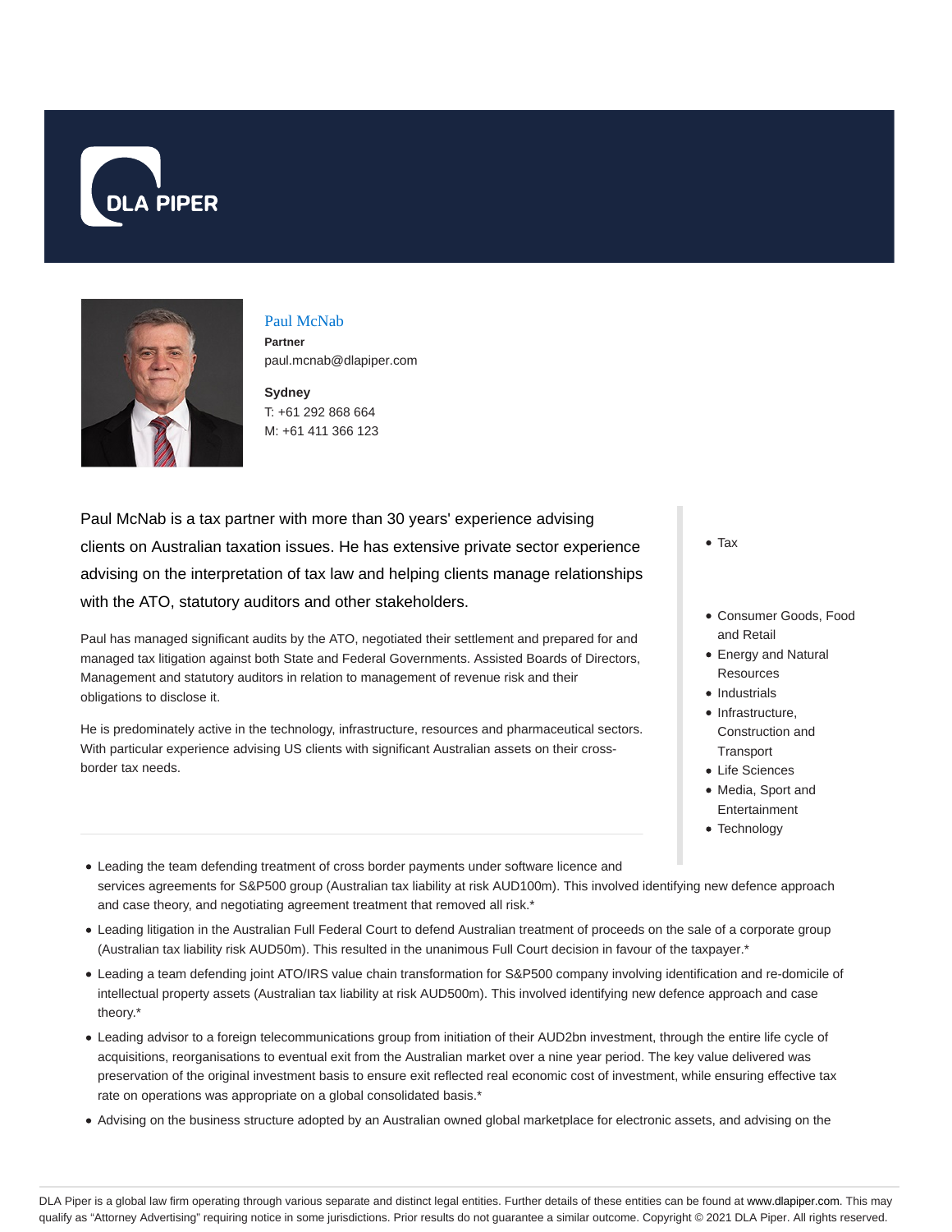DLA PIPER

## Paul McNab

**Partner**

paul.mcnab@dlapiper.com

**Sydney**

T: +61 292 868 664

M: +61 411 366 123

Paul McNab is a tax partner with more than 30 years' experience advising clients on Australian taxation issues. He has extensive private sector experience advising on the interpretation of tax law and helping clients manage relationships with the ATO, statutory auditors and other stakeholders.

Paul has managed significant audits by the ATO, negotiated their settlement and prepared for and managed tax litigation against both State and Federal Governments. Assisted Boards of Directors, Management and statutory auditors in relation to management of revenue risk and their obligations to disclose it.

He is predominately active in the technology, infrastructure, resources and pharmaceutical sectors. With particular experience advising US clients with significant Australian assets on their cross-border tax needs.

- Tax

- Consumer Goods, Food and Retail
- Energy and Natural Resources
- Industrials
- Infrastructure, Construction and Transport
- Life Sciences
- Media, Sport and Entertainment
- Technology

- Leading the team defending treatment of cross border payments under software licence and services agreements for S&P500 group (Australian tax liability at risk AUD100m). This involved identifying new defence approach and case theory, and negotiating agreement treatment that removed all risk.*
- Leading litigation in the Australian Full Federal Court to defend Australian treatment of proceeds on the sale of a corporate group (Australian tax liability risk AUD50m). This resulted in the unanimous Full Court decision in favour of the taxpayer.*
- Leading a team defending joint ATO/IRS value chain transformation for S&P500 company involving identification and re-domicile of intellectual property assets (Australian tax liability at risk AUD500m). This involved identifying new defence approach and case theory.*
- Leading advisor to a foreign telecommunications group from initiation of their AUD2bn investment, through the entire life cycle of acquisitions, reorganisations to eventual exit from the Australian market over a nine year period. The key value delivered was preservation of the original investment basis to ensure exit reflected real economic cost of investment, while ensuring effective tax rate on operations was appropriate on a global consolidated basis.*
- Advising on the business structure adopted by an Australian owned global marketplace for electronic assets, and advising on the

DLA Piper is a global law firm operating through various separate and distinct legal entities. Further details of these entities can be found at www.dlapiper.com. This may qualify as "Attorney Advertising" requiring notice in some jurisdictions. Prior results do not guarantee a similar outcome. Copyright © 2021 DLA Piper. All rights reserved.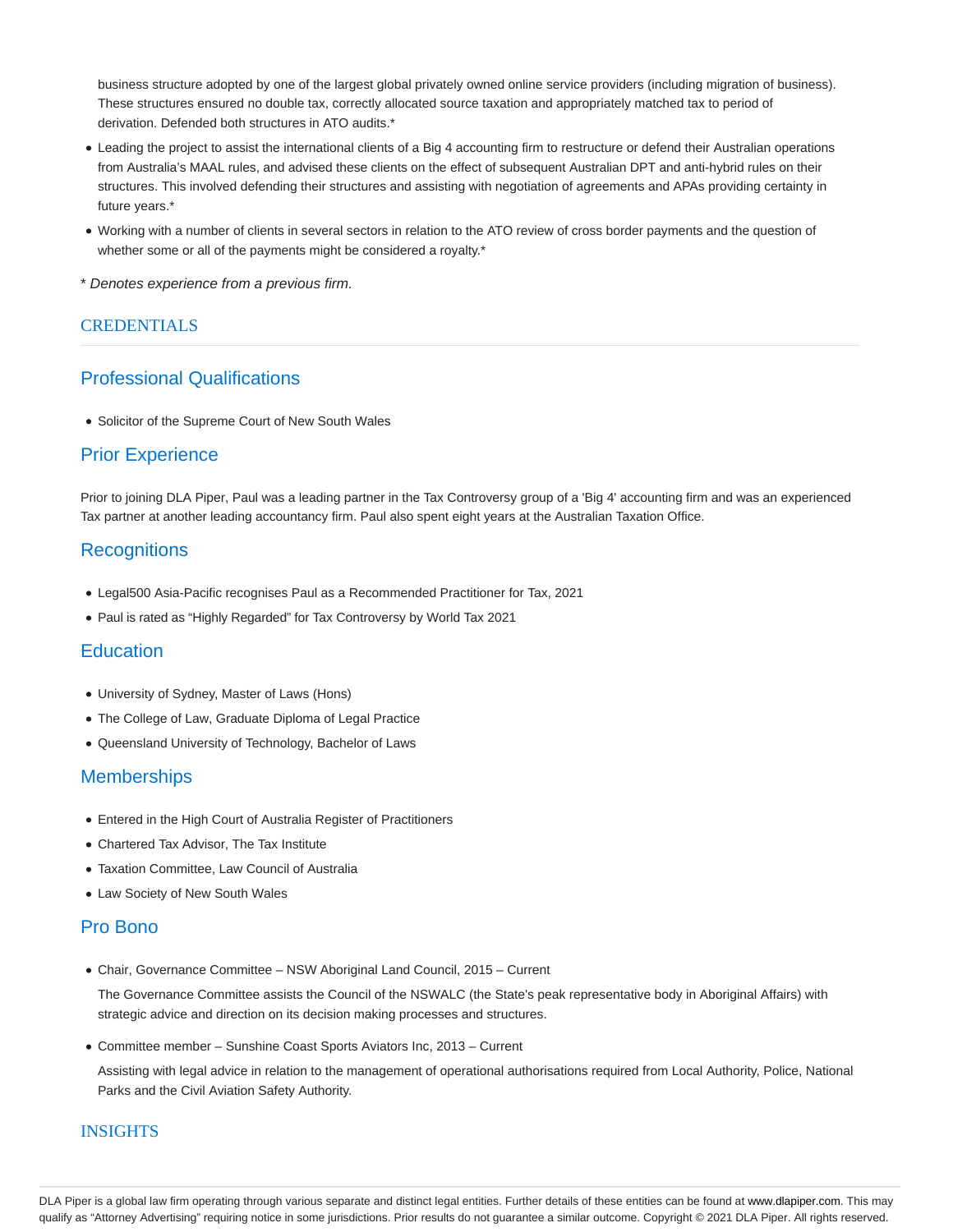business structure adopted by one of the largest global privately owned online service providers (including migration of business). These structures ensured no double tax, correctly allocated source taxation and appropriately matched tax to period of derivation. Defended both structures in ATO audits.*

- Leading the project to assist the international clients of a Big 4 accounting firm to restructure or defend their Australian operations from Australia's MAAL rules, and advised these clients on the effect of subsequent Australian DPT and anti-hybrid rules on their structures. This involved defending their structures and assisting with negotiation of agreements and APAs providing certainty in future years.*
- Working with a number of clients in several sectors in relation to the ATO review of cross border payments and the question of whether some or all of the payments might be considered a royalty.*

\* *Denotes experience from a previous firm.*

## CREDENTIALS

### Professional Qualifications

- Solicitor of the Supreme Court of New South Wales

### Prior Experience

Prior to joining DLA Piper, Paul was a leading partner in the Tax Controversy group of a 'Big 4' accounting firm and was an experienced Tax partner at another leading accountancy firm. Paul also spent eight years at the Australian Taxation Office.

### Recognitions

- Legal500 Asia-Pacific recognises Paul as a Recommended Practitioner for Tax, 2021
- Paul is rated as "Highly Regarded" for Tax Controversy by World Tax 2021

### Education

- University of Sydney, Master of Laws (Hons)
- The College of Law, Graduate Diploma of Legal Practice
- Queensland University of Technology, Bachelor of Laws

### Memberships

- Entered in the High Court of Australia Register of Practitioners
- Chartered Tax Advisor, The Tax Institute
- Taxation Committee, Law Council of Australia
- Law Society of New South Wales

### Pro Bono

- Chair, Governance Committee – NSW Aboriginal Land Council, 2015 – Current

  The Governance Committee assists the Council of the NSWALC (the State's peak representative body in Aboriginal Affairs) with strategic advice and direction on its decision making processes and structures.

- Committee member – Sunshine Coast Sports Aviators Inc, 2013 – Current

  Assisting with legal advice in relation to the management of operational authorisations required from Local Authority, Police, National Parks and the Civil Aviation Safety Authority.

## INSIGHTS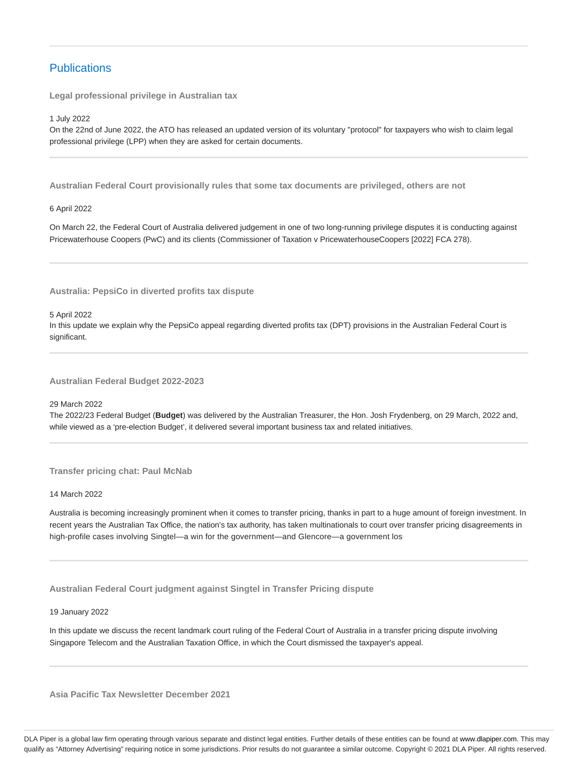## Publications

### Legal professional privilege in Australian tax

1 July 2022

On the 22nd of June 2022, the ATO has released an updated version of its voluntary "protocol" for taxpayers who wish to claim legal professional privilege (LPP) when they are asked for certain documents.

---

### Australian Federal Court provisionally rules that some tax documents are privileged, others are not

6 April 2022

On March 22, the Federal Court of Australia delivered judgement in one of two long-running privilege disputes it is conducting against Pricewaterhouse Coopers (PwC) and its clients (Commissioner of Taxation v PricewaterhouseCoopers [2022] FCA 278).

---

### Australia: PepsiCo in diverted profits tax dispute

5 April 2022

In this update we explain why the PepsiCo appeal regarding diverted profits tax (DPT) provisions in the Australian Federal Court is significant.

---

### Australian Federal Budget 2022-2023

29 March 2022

The 2022/23 Federal Budget (**Budget**) was delivered by the Australian Treasurer, the Hon. Josh Frydenberg, on 29 March, 2022 and, while viewed as a 'pre-election Budget', it delivered several important business tax and related initiatives.

---

### Transfer pricing chat: Paul McNab

14 March 2022

Australia is becoming increasingly prominent when it comes to transfer pricing, thanks in part to a huge amount of foreign investment. In recent years the Australian Tax Office, the nation's tax authority, has taken multinationals to court over transfer pricing disagreements in high-profile cases involving Singtel—a win for the government—and Glencore—a government los

---

### Australian Federal Court judgment against Singtel in Transfer Pricing dispute

19 January 2022

In this update we discuss the recent landmark court ruling of the Federal Court of Australia in a transfer pricing dispute involving Singapore Telecom and the Australian Taxation Office, in which the Court dismissed the taxpayer's appeal.

---

### Asia Pacific Tax Newsletter December 2021

DLA Piper is a global law firm operating through various separate and distinct legal entities. Further details of these entities can be found at www.dlapiper.com. This may qualify as "Attorney Advertising" requiring notice in some jurisdictions. Prior results do not guarantee a similar outcome. Copyright © 2021 DLA Piper. All rights reserved.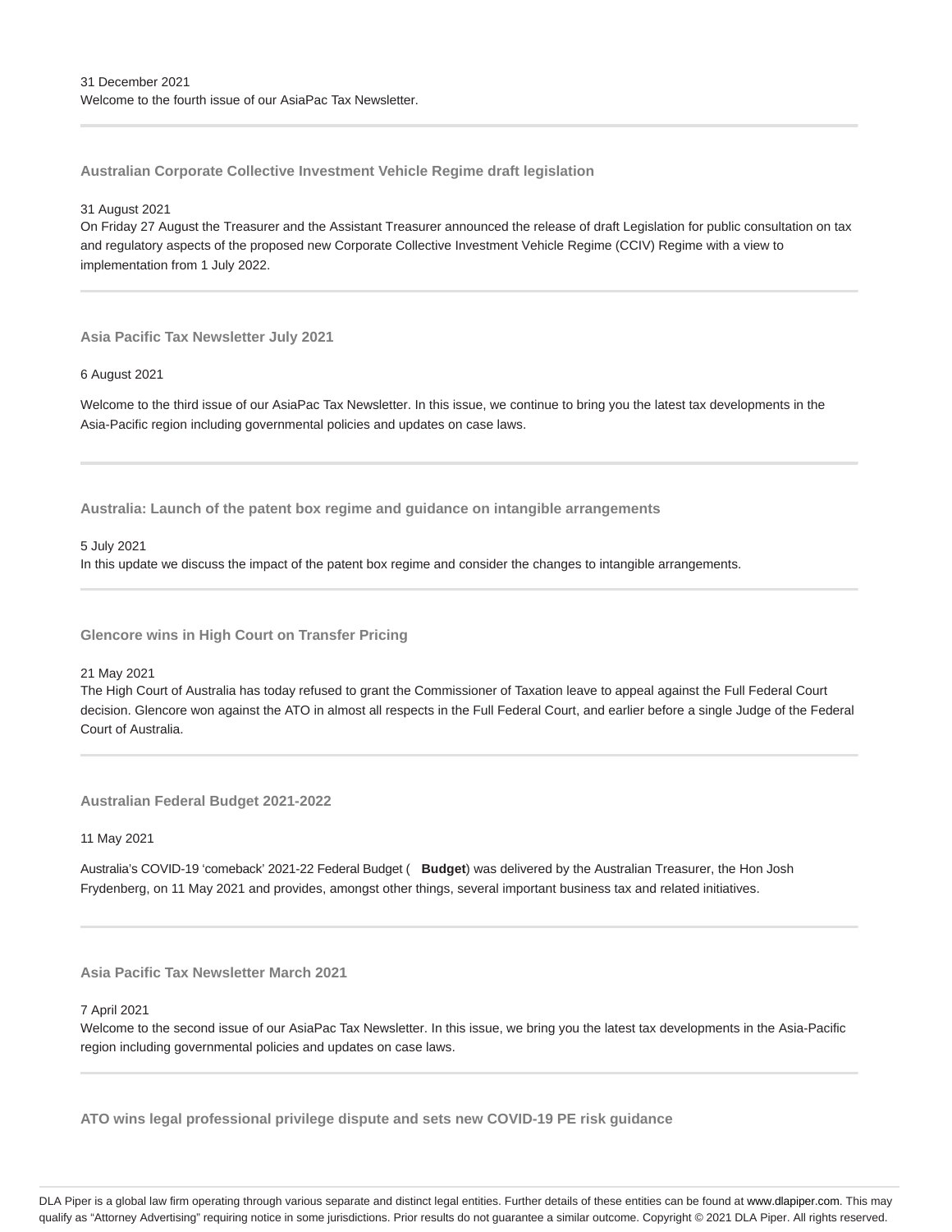31 December 2021

Welcome to the fourth issue of our AsiaPac Tax Newsletter.

---

### Australian Corporate Collective Investment Vehicle Regime draft legislation

31 August 2021

On Friday 27 August the Treasurer and the Assistant Treasurer announced the release of draft Legislation for public consultation on tax and regulatory aspects of the proposed new Corporate Collective Investment Vehicle Regime (CCIV) Regime with a view to implementation from 1 July 2022.

---

### Asia Pacific Tax Newsletter July 2021

6 August 2021

Welcome to the third issue of our AsiaPac Tax Newsletter. In this issue, we continue to bring you the latest tax developments in the Asia-Pacific region including governmental policies and updates on case laws.

---

### Australia: Launch of the patent box regime and guidance on intangible arrangements

5 July 2021

In this update we discuss the impact of the patent box regime and consider the changes to intangible arrangements.

---

### Glencore wins in High Court on Transfer Pricing

21 May 2021

The High Court of Australia has today refused to grant the Commissioner of Taxation leave to appeal against the Full Federal Court decision. Glencore won against the ATO in almost all respects in the Full Federal Court, and earlier before a single Judge of the Federal Court of Australia.

---

### Australian Federal Budget 2021-2022

11 May 2021

Australia's COVID-19 'comeback' 2021-22 Federal Budget ( **Budget**) was delivered by the Australian Treasurer, the Hon Josh Frydenberg, on 11 May 2021 and provides, amongst other things, several important business tax and related initiatives.

---

### Asia Pacific Tax Newsletter March 2021

7 April 2021

Welcome to the second issue of our AsiaPac Tax Newsletter. In this issue, we bring you the latest tax developments in the Asia-Pacific region including governmental policies and updates on case laws.

---

### ATO wins legal professional privilege dispute and sets new COVID-19 PE risk guidance

DLA Piper is a global law firm operating through various separate and distinct legal entities. Further details of these entities can be found at www.dlapiper.com. This may qualify as "Attorney Advertising" requiring notice in some jurisdictions. Prior results do not guarantee a similar outcome. Copyright © 2021 DLA Piper. All rights reserved.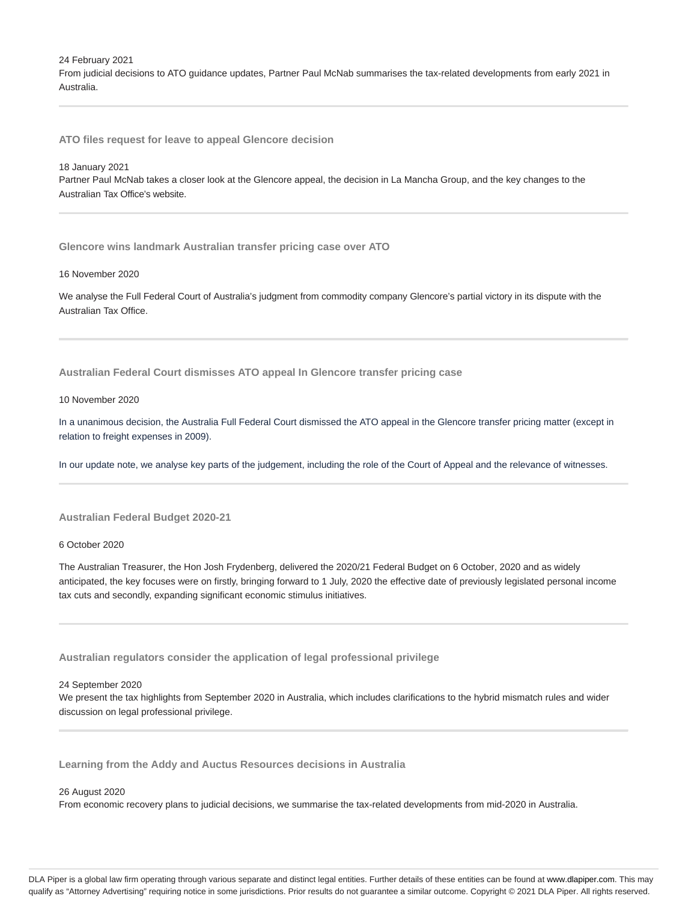24 February 2021
From judicial decisions to ATO guidance updates, Partner Paul McNab summarises the tax-related developments from early 2021 in Australia.

---

### ATO files request for leave to appeal Glencore decision

18 January 2021
Partner Paul McNab takes a closer look at the Glencore appeal, the decision in La Mancha Group, and the key changes to the Australian Tax Office's website.

---

### Glencore wins landmark Australian transfer pricing case over ATO

16 November 2020

We analyse the Full Federal Court of Australia's judgment from commodity company Glencore's partial victory in its dispute with the Australian Tax Office.

---

### Australian Federal Court dismisses ATO appeal In Glencore transfer pricing case

10 November 2020

In a unanimous decision, the Australia Full Federal Court dismissed the ATO appeal in the Glencore transfer pricing matter (except in relation to freight expenses in 2009).

In our update note, we analyse key parts of the judgement, including the role of the Court of Appeal and the relevance of witnesses.

---

### Australian Federal Budget 2020-21

6 October 2020

The Australian Treasurer, the Hon Josh Frydenberg, delivered the 2020/21 Federal Budget on 6 October, 2020 and as widely anticipated, the key focuses were on firstly, bringing forward to 1 July, 2020 the effective date of previously legislated personal income tax cuts and secondly, expanding significant economic stimulus initiatives.

---

### Australian regulators consider the application of legal professional privilege

24 September 2020
We present the tax highlights from September 2020 in Australia, which includes clarifications to the hybrid mismatch rules and wider discussion on legal professional privilege.

---

### Learning from the Addy and Auctus Resources decisions in Australia

26 August 2020
From economic recovery plans to judicial decisions, we summarise the tax-related developments from mid-2020 in Australia.

DLA Piper is a global law firm operating through various separate and distinct legal entities. Further details of these entities can be found at www.dlapiper.com. This may qualify as "Attorney Advertising" requiring notice in some jurisdictions. Prior results do not guarantee a similar outcome. Copyright © 2021 DLA Piper. All rights reserved.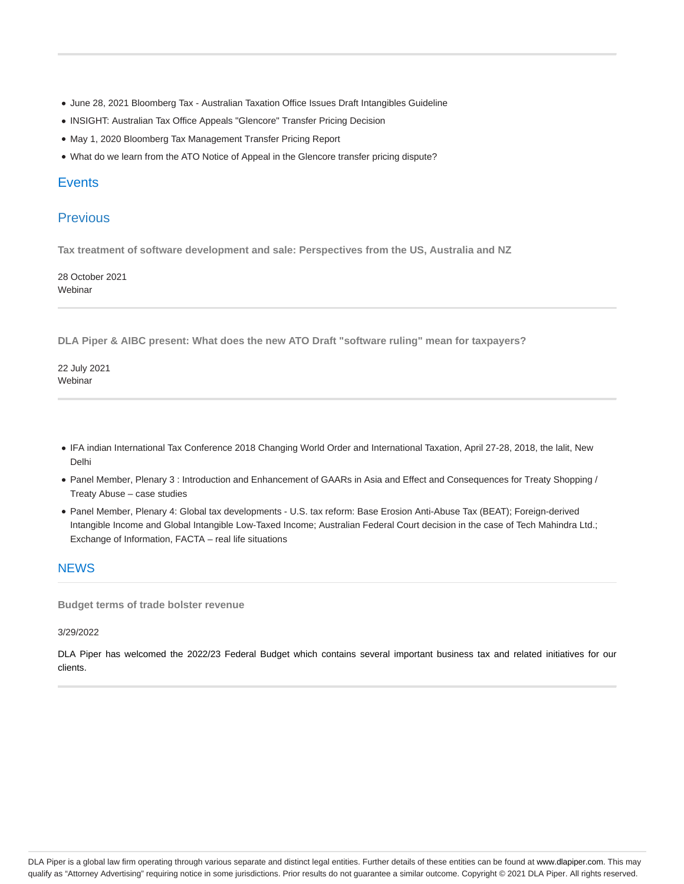- June 28, 2021 Bloomberg Tax - Australian Taxation Office Issues Draft Intangibles Guideline
- INSIGHT: Australian Tax Office Appeals "Glencore" Transfer Pricing Decision
- May 1, 2020 Bloomberg Tax Management Transfer Pricing Report
- What do we learn from the ATO Notice of Appeal in the Glencore transfer pricing dispute?

## Events

## Previous

**Tax treatment of software development and sale: Perspectives from the US, Australia and NZ**

28 October 2021
Webinar

---

**DLA Piper & AIBC present: What does the new ATO Draft "software ruling" mean for taxpayers?**

22 July 2021
Webinar

---

- IFA indian International Tax Conference 2018 Changing World Order and International Taxation, April 27-28, 2018, the lalit, New Delhi
- Panel Member, Plenary 3 : Introduction and Enhancement of GAARs in Asia and Effect and Consequences for Treaty Shopping / Treaty Abuse – case studies
- Panel Member, Plenary 4: Global tax developments - U.S. tax reform: Base Erosion Anti-Abuse Tax (BEAT); Foreign-derived Intangible Income and Global Intangible Low-Taxed Income; Australian Federal Court decision in the case of Tech Mahindra Ltd.; Exchange of Information, FACTA – real life situations

## NEWS

**Budget terms of trade bolster revenue**

3/29/2022

DLA Piper has welcomed the 2022/23 Federal Budget which contains several important business tax and related initiatives for our clients.

DLA Piper is a global law firm operating through various separate and distinct legal entities. Further details of these entities can be found at www.dlapiper.com. This may qualify as "Attorney Advertising" requiring notice in some jurisdictions. Prior results do not guarantee a similar outcome. Copyright © 2021 DLA Piper. All rights reserved.